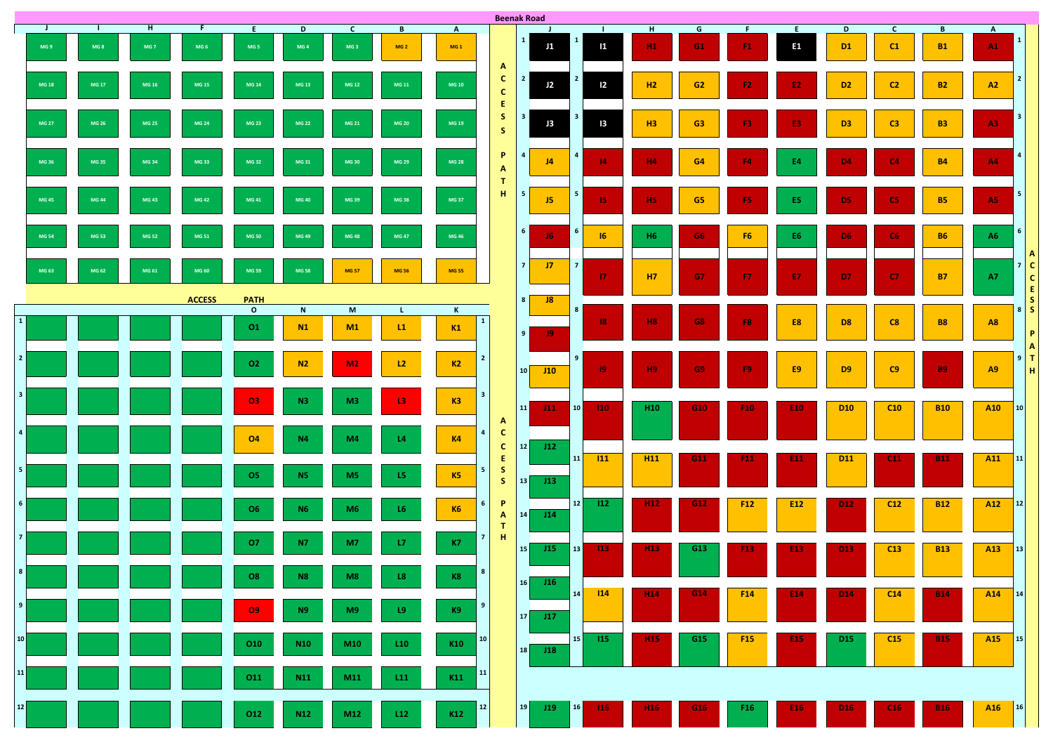# Beenak Road

| J | I | H | F | E | D | C | B | A |
|---|---|---|---|---|---|---|---|---|
| MG 9 | MG 8 | MG 7 | MG 6 | MG 5 | MG 4 | MG 3 | MG 2 | MG 1 |
| MG 18 | MG 17 | MG 16 | MG 15 | MG 14 | MG 13 | MG 12 | MG 11 | MG 10 |
| MG 27 | MG 26 | MG 25 | MG 24 | MG 23 | MG 22 | MG 21 | MG 20 | MG 19 |
| MG 36 | MG 35 | MG 34 | MG 33 | MG 32 | MG 31 | MG 30 | MG 29 | MG 28 |
| MG 45 | MG 44 | MG 43 | MG 42 | MG 41 | MG 40 | MG 39 | MG 38 | MG 37 |
| MG 54 | MG 53 | MG 52 | MG 51 | MG 50 | MG 49 | MG 48 | MG 47 | MG 46 |
| MG 63 | MG 62 | MG 61 | MG 60 | MG 59 | MG 58 | MG 57 | MG 56 | MG 55 |

ACCESS PATH

| | | | | | O | N | M | L | K | |
|---|---|---|---|---|---|---|---|---|---|---|
| 1 | | | | | O1 | N1 | M1 | L1 | K1 | 1 |
| 2 | | | | | O2 | N2 | M2 | L2 | K2 | 2 |
| 3 | | | | | O3 | N3 | M3 | L3 | K3 | 3 |
| 4 | | | | | O4 | N4 | M4 | L4 | K4 | 4 |
| 5 | | | | | O5 | N5 | M5 | L5 | K5 | 5 |
| 6 | | | | | O6 | N6 | M6 | L6 | K6 | 6 |
| 7 | | | | | O7 | N7 | M7 | L7 | K7 | 7 |
| 8 | | | | | O8 | N8 | M8 | L8 | K8 | 8 |
| 9 | | | | | O9 | N9 | M9 | L9 | K9 | 9 |
| 10 | | | | | O10 | N10 | M10 | L10 | K10 | 10 |
| 11 | | | | | O11 | N11 | M11 | L11 | K11 | 11 |
| 12 | | | | | O12 | N12 | M12 | L12 | K12 | 12 |

ACCESS PATH

ACCESS PATH

| | J | | I | H | G | F | E | D | C | B | A | |
|---|---|---|---|---|---|---|---|---|---|---|---|---|
| 1 | J1 | 1 | I1 | H1 | G1 | F1 | E1 | D1 | C1 | B1 | A1 | 1 |
| 2 | J2 | 2 | I2 | H2 | G2 | F2 | E2 | D2 | C2 | B2 | A2 | 2 |
| 3 | J3 | 3 | I3 | H3 | G3 | F3 | E3 | D3 | C3 | B3 | A3 | 3 |
| 4 | J4 | 4 | I4 | H4 | G4 | F4 | E4 | D4 | C4 | B4 | A4 | 4 |
| 5 | J5 | 5 | I5 | H5 | G5 | F5 | E5 | D5 | C5 | B5 | A5 | 5 |
| 6 | J6 | 6 | I6 | H6 | G6 | F6 | E6 | D6 | C6 | B6 | A6 | 6 |
| 7 | J7 | 7 | I7 | H7 | G7 | F7 | E7 | D7 | C7 | B7 | A7 | 7 |
| 8 | J8 | 8 | I8 | H8 | G8 | F8 | E8 | D8 | C8 | B8 | A8 | 8 |
| 9 | J9 | | | | | | | | | | | |
| 10 | J10 | 9 | I9 | H9 | G9 | F9 | E9 | D9 | C9 | B9 | A9 | 9 |
| 11 | J11 | 10 | I10 | H10 | G10 | F10 | E10 | D10 | C10 | B10 | A10 | 10 |
| 12 | J12 | | | | | | | | | | | |
| 13 | J13 | 11 | I11 | H11 | G11 | F11 | E11 | D11 | C11 | B11 | A11 | 11 |
| 14 | J14 | 12 | I12 | H12 | G12 | F12 | E12 | D12 | C12 | B12 | A12 | 12 |
| 15 | J15 | 13 | I13 | H13 | G13 | F13 | E13 | D13 | C13 | B13 | A13 | 13 |
| 16 | J16 | 14 | I14 | H14 | G14 | F14 | E14 | D14 | C14 | B14 | A14 | 14 |
| 17 | J17 | | | | | | | | | | | |
| 18 | J18 | 15 | I15 | H15 | G15 | F15 | E15 | D15 | C15 | B15 | A15 | 15 |
| 19 | J19 | 16 | I16 | H16 | G16 | F16 | E16 | D16 | C16 | B16 | A16 | 16 |

ACCESS PATH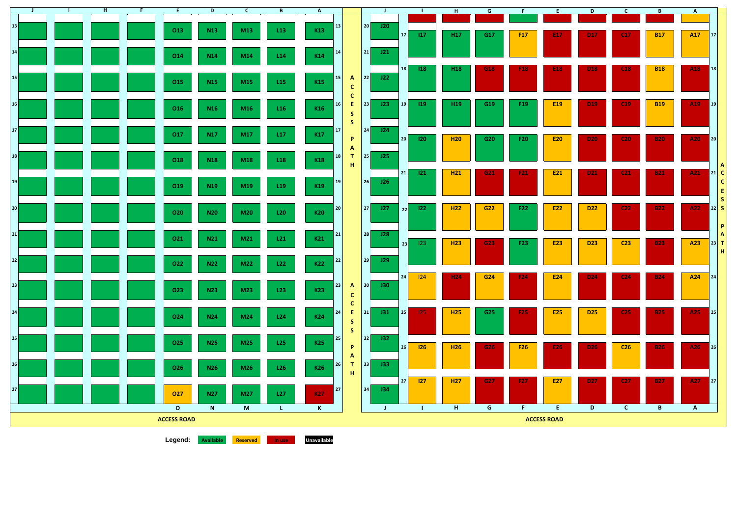| | J | I | H | F | E | D | C | B | A | |
|---|---|---|---|---|---|---|---|---|---|---|
| 13 | | | | | O13 | N13 | M13 | L13 | K13 | 13 |
| 14 | | | | | O14 | N14 | M14 | L14 | K14 | 14 |
| 15 | | | | | O15 | N15 | M15 | L15 | K15 | 15 |
| 16 | | | | | O16 | N16 | M16 | L16 | K16 | 16 |
| 17 | | | | | O17 | N17 | M17 | L17 | K17 | 17 |
| 18 | | | | | O18 | N18 | M18 | L18 | K18 | 18 |
| 19 | | | | | O19 | N19 | M19 | L19 | K19 | 19 |
| 20 | | | | | O20 | N20 | M20 | L20 | K20 | 20 |
| 21 | | | | | O21 | N21 | M21 | L21 | K21 | 21 |
| 22 | | | | | O22 | N22 | M22 | L22 | K22 | 22 |
| 23 | | | | | O23 | N23 | M23 | L23 | K23 | 23 |
| 24 | | | | | O24 | N24 | M24 | L24 | K24 | 24 |
| 25 | | | | | O25 | N25 | M25 | L25 | K25 | 25 |
| 26 | | | | | O26 | N26 | M26 | L26 | K26 | 26 |
| 27 | | | | | O27 | N27 | M27 | L27 | K27 | 27 |
| | | | | | O | N | M | L | K | |

ACCESS PATH

ACCESS PATH

ACCESS ROAD

| | J | | I | H | G | F | E | D | C | B | A | |
|---|---|---|---|---|---|---|---|---|---|---|---|---|
| 20 | J20 | 17 | I17 | H17 | G17 | F17 | E17 | D17 | C17 | B17 | A17 | 17 |
| 21 | J21 | 18 | I18 | H18 | G18 | F18 | E18 | D18 | C18 | B18 | A18 | 18 |
| 22 | J22 | | | | | | | | | | | |
| 23 | J23 | 19 | I19 | H19 | G19 | F19 | E19 | D19 | C19 | B19 | A19 | 19 |
| 24 | J24 | 20 | I20 | H20 | G20 | F20 | E20 | D20 | C20 | B20 | A20 | 20 |
| 25 | J25 | | | | | | | | | | | |
| 26 | J26 | 21 | I21 | H21 | G21 | F21 | E21 | D21 | C21 | B21 | A21 | 21 |
| 27 | J27 | 22 | I22 | H22 | G22 | F22 | E22 | D22 | C22 | B22 | A22 | 22 |
| 28 | J28 | 23 | I23 | H23 | G23 | F23 | E23 | D23 | C23 | B23 | A23 | 23 |
| 29 | J29 | | | | | | | | | | | |
| 30 | J30 | 24 | I24 | H24 | G24 | F24 | E24 | D24 | C24 | B24 | A24 | 24 |
| 31 | J31 | 25 | I25 | H25 | G25 | F25 | E25 | D25 | C25 | B25 | A25 | 25 |
| 32 | J32 | | | | | | | | | | | |
| 33 | J33 | 26 | I26 | H26 | G26 | F26 | E26 | D26 | C26 | B26 | A26 | 26 |
| 34 | J34 | 27 | I27 | H27 | G27 | F27 | E27 | D27 | C27 | B27 | A27 | 27 |
| | J | | I | H | G | F | E | D | C | B | A | |

ACCESS PATH

ACCESS ROAD

**Legend:** Available | Reserved | In use | Unavailable